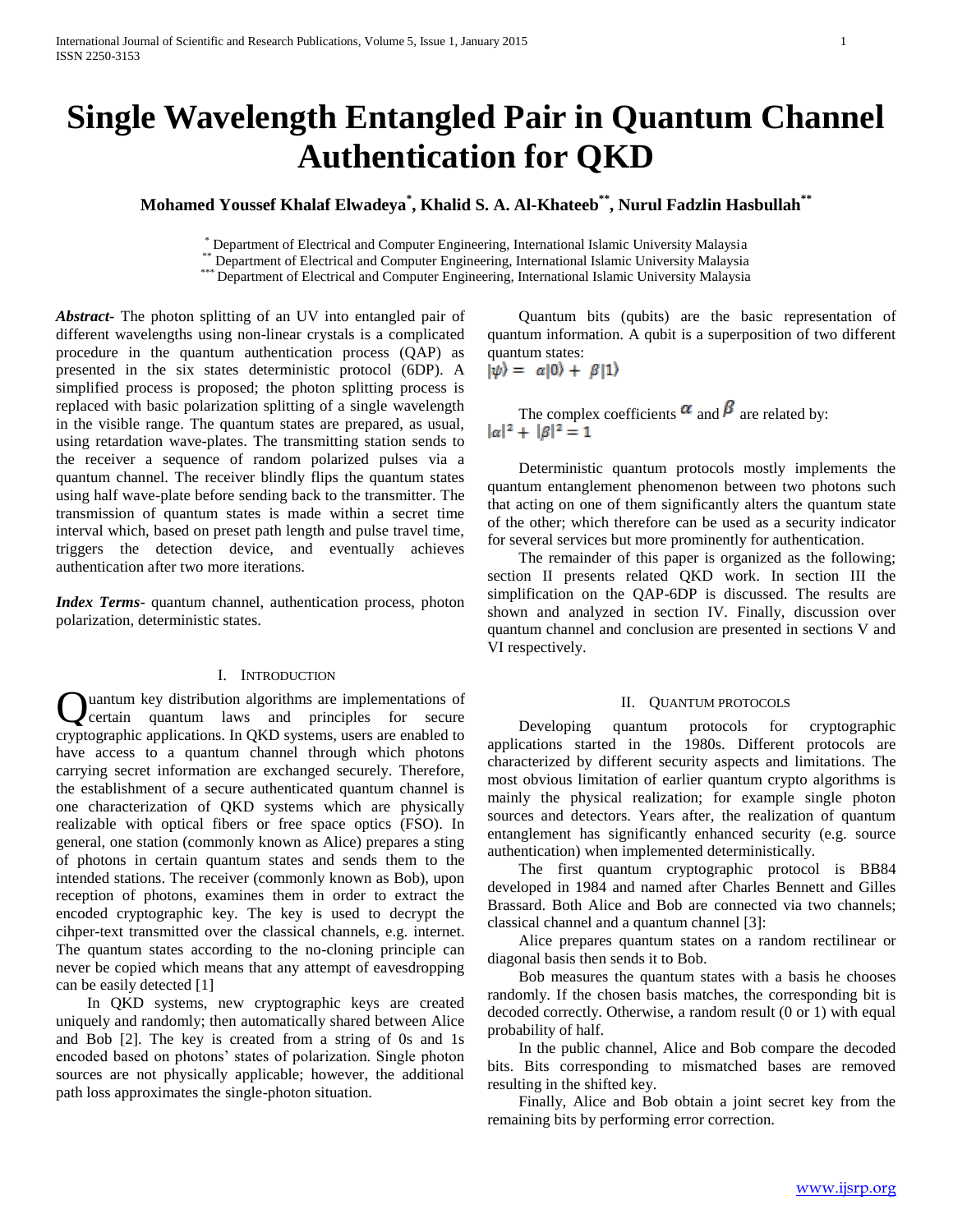# Single Wavelength Entangled Pair in Quantum Channel Authentication for QKD

**Mohamed Youssef Khalaf Elwadeya[*], Khalid S. A. Al-Khateeb[**], Nurul Fadzlin Hasbullah[**]**

[*] Department of Electrical and Computer Engineering, International Islamic University Malaysia
[**] Department of Electrical and Computer Engineering, International Islamic University Malaysia
[***] Department of Electrical and Computer Engineering, International Islamic University Malaysia

***Abstract***- The photon splitting of an UV into entangled pair of different wavelengths using non-linear crystals is a complicated procedure in the quantum authentication process (QAP) as presented in the six states deterministic protocol (6DP). A simplified process is proposed; the photon splitting process is replaced with basic polarization splitting of a single wavelength in the visible range. The quantum states are prepared, as usual, using retardation wave-plates. The transmitting station sends to the receiver a sequence of random polarized pulses via a quantum channel. The receiver blindly flips the quantum states using half wave-plate before sending back to the transmitter. The transmission of quantum states is made within a secret time interval which, based on preset path length and pulse travel time, triggers the detection device, and eventually achieves authentication after two more iterations.

***Index Terms***- quantum channel, authentication process, photon polarization, deterministic states.

## I. Introduction

Quantum key distribution algorithms are implementations of certain quantum laws and principles for secure cryptographic applications. In QKD systems, users are enabled to have access to a quantum channel through which photons carrying secret information are exchanged securely. Therefore, the establishment of a secure authenticated quantum channel is one characterization of QKD systems which are physically realizable with optical fibers or free space optics (FSO). In general, one station (commonly known as Alice) prepares a sting of photons in certain quantum states and sends them to the intended stations. The receiver (commonly known as Bob), upon reception of photons, examines them in order to extract the encoded cryptographic key. The key is used to decrypt the cihper-text transmitted over the classical channels, e.g. internet. The quantum states according to the no-cloning principle can never be copied which means that any attempt of eavesdropping can be easily detected [1]

In QKD systems, new cryptographic keys are created uniquely and randomly; then automatically shared between Alice and Bob [2]. The key is created from a string of 0s and 1s encoded based on photons' states of polarization. Single photon sources are not physically applicable; however, the additional path loss approximates the single-photon situation.

Quantum bits (qubits) are the basic representation of quantum information. A qubit is a superposition of two different quantum states:

$$|\psi\rangle = \alpha|0\rangle + \beta|1\rangle$$

The complex coefficients $\alpha$ and $\beta$ are related by:

$$|\alpha|^2 + |\beta|^2 = 1$$

Deterministic quantum protocols mostly implements the quantum entanglement phenomenon between two photons such that acting on one of them significantly alters the quantum state of the other; which therefore can be used as a security indicator for several services but more prominently for authentication.

The remainder of this paper is organized as the following; section II presents related QKD work. In section III the simplification on the QAP-6DP is discussed. The results are shown and analyzed in section IV. Finally, discussion over quantum channel and conclusion are presented in sections V and VI respectively.

## II. Quantum Protocols

Developing quantum protocols for cryptographic applications started in the 1980s. Different protocols are characterized by different security aspects and limitations. The most obvious limitation of earlier quantum crypto algorithms is mainly the physical realization; for example single photon sources and detectors. Years after, the realization of quantum entanglement has significantly enhanced security (e.g. source authentication) when implemented deterministically.

The first quantum cryptographic protocol is BB84 developed in 1984 and named after Charles Bennett and Gilles Brassard. Both Alice and Bob are connected via two channels; classical channel and a quantum channel [3]:

Alice prepares quantum states on a random rectilinear or diagonal basis then sends it to Bob.

Bob measures the quantum states with a basis he chooses randomly. If the chosen basis matches, the corresponding bit is decoded correctly. Otherwise, a random result (0 or 1) with equal probability of half.

In the public channel, Alice and Bob compare the decoded bits. Bits corresponding to mismatched bases are removed resulting in the shifted key.

Finally, Alice and Bob obtain a joint secret key from the remaining bits by performing error correction.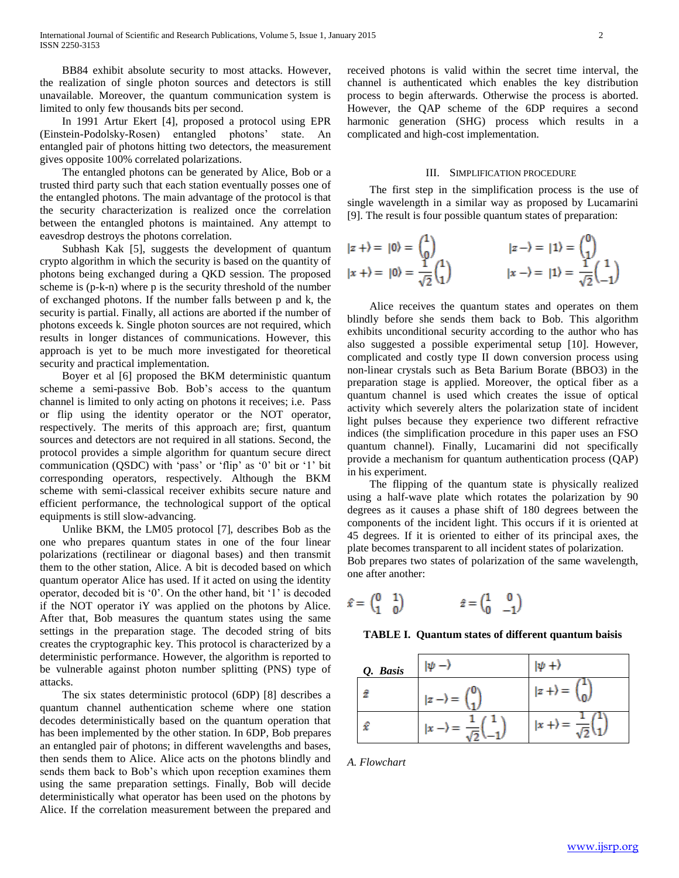BB84 exhibit absolute security to most attacks. However, the realization of single photon sources and detectors is still unavailable. Moreover, the quantum communication system is limited to only few thousands bits per second.

In 1991 Artur Ekert [4], proposed a protocol using EPR (Einstein-Podolsky-Rosen) entangled photons' state. An entangled pair of photons hitting two detectors, the measurement gives opposite 100% correlated polarizations.

The entangled photons can be generated by Alice, Bob or a trusted third party such that each station eventually posses one of the entangled photons. The main advantage of the protocol is that the security characterization is realized once the correlation between the entangled photons is maintained. Any attempt to eavesdrop destroys the photons correlation.

Subhash Kak [5], suggests the development of quantum crypto algorithm in which the security is based on the quantity of photons being exchanged during a QKD session. The proposed scheme is (p-k-n) where p is the security threshold of the number of exchanged photons. If the number falls between p and k, the security is partial. Finally, all actions are aborted if the number of photons exceeds k. Single photon sources are not required, which results in longer distances of communications. However, this approach is yet to be much more investigated for theoretical security and practical implementation.

Boyer et al [6] proposed the BKM deterministic quantum scheme a semi-passive Bob. Bob's access to the quantum channel is limited to only acting on photons it receives; i.e. Pass or flip using the identity operator or the NOT operator, respectively. The merits of this approach are; first, quantum sources and detectors are not required in all stations. Second, the protocol provides a simple algorithm for quantum secure direct communication (QSDC) with 'pass' or 'flip' as '0' bit or '1' bit corresponding operators, respectively. Although the BKM scheme with semi-classical receiver exhibits secure nature and efficient performance, the technological support of the optical equipments is still slow-advancing.

Unlike BKM, the LM05 protocol [7], describes Bob as the one who prepares quantum states in one of the four linear polarizations (rectilinear or diagonal bases) and then transmit them to the other station, Alice. A bit is decoded based on which quantum operator Alice has used. If it acted on using the identity operator, decoded bit is '0'. On the other hand, bit '1' is decoded if the NOT operator iY was applied on the photons by Alice. After that, Bob measures the quantum states using the same settings in the preparation stage. The decoded string of bits creates the cryptographic key. This protocol is characterized by a deterministic performance. However, the algorithm is reported to be vulnerable against photon number splitting (PNS) type of attacks.

The six states deterministic protocol (6DP) [8] describes a quantum channel authentication scheme where one station decodes deterministically based on the quantum operation that has been implemented by the other station. In 6DP, Bob prepares an entangled pair of photons; in different wavelengths and bases, then sends them to Alice. Alice acts on the photons blindly and sends them back to Bob's which upon reception examines them using the same preparation settings. Finally, Bob will decide deterministically what operator has been used on the photons by Alice. If the correlation measurement between the prepared and received photons is valid within the secret time interval, the channel is authenticated which enables the key distribution process to begin afterwards. Otherwise the process is aborted. However, the QAP scheme of the 6DP requires a second harmonic generation (SHG) process which results in a complicated and high-cost implementation.

## III. Simplification Procedure

The first step in the simplification process is the use of single wavelength in a similar way as proposed by Lucamarini [9]. The result is four possible quantum states of preparation:

$$|z+\rangle = |0\rangle = \begin{pmatrix}1\\0\end{pmatrix} \qquad |z-\rangle = |1\rangle = \begin{pmatrix}0\\1\end{pmatrix}$$

$$|x+\rangle = |0\rangle = \frac{1}{\sqrt{2}}\begin{pmatrix}1\\1\end{pmatrix} \qquad |x-\rangle = |1\rangle = \frac{1}{\sqrt{2}}\begin{pmatrix}1\\-1\end{pmatrix}$$

Alice receives the quantum states and operates on them blindly before she sends them back to Bob. This algorithm exhibits unconditional security according to the author who has also suggested a possible experimental setup [10]. However, complicated and costly type II down conversion process using non-linear crystals such as Beta Barium Borate (BBO3) in the preparation stage is applied. Moreover, the optical fiber as a quantum channel is used which creates the issue of optical activity which severely alters the polarization state of incident light pulses because they experience two different refractive indices (the simplification procedure in this paper uses an FSO quantum channel). Finally, Lucamarini did not specifically provide a mechanism for quantum authentication process (QAP) in his experiment.

The flipping of the quantum state is physically realized using a half-wave plate which rotates the polarization by 90 degrees as it causes a phase shift of 180 degrees between the components of the incident light. This occurs if it is oriented at 45 degrees. If it is oriented to either of its principal axes, the plate becomes transparent to all incident states of polarization.

Bob prepares two states of polarization of the same wavelength, one after another:

$$\hat{x} = \begin{pmatrix}0 & 1\\1 & 0\end{pmatrix} \qquad \hat{z} = \begin{pmatrix}1 & 0\\0 & -1\end{pmatrix}$$

**TABLE I. Quantum states of different quantum baisis**

| *Q. Basis* | $\|\psi-\rangle$ | $\|\psi+\rangle$ |
|---|---|---|
| $\hat{z}$ | $\|z-\rangle = \begin{pmatrix}0\\1\end{pmatrix}$ | $\|z+\rangle = \begin{pmatrix}1\\0\end{pmatrix}$ |
| $\hat{x}$ | $\|x-\rangle = \frac{1}{\sqrt{2}}\begin{pmatrix}1\\-1\end{pmatrix}$ | $\|x+\rangle = \frac{1}{\sqrt{2}}\begin{pmatrix}1\\1\end{pmatrix}$ |

### *A. Flowchart*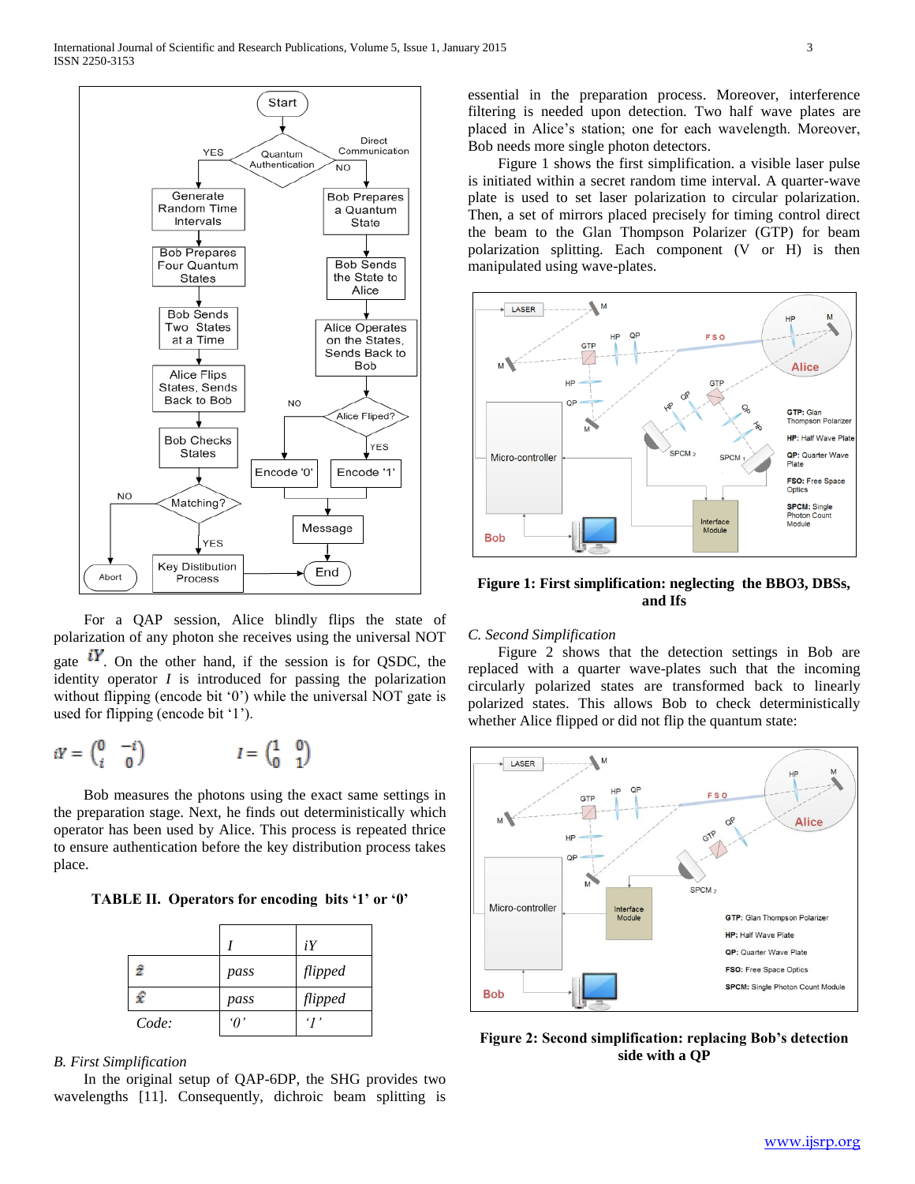For a QAP session, Alice blindly flips the state of polarization of any photon she receives using the universal NOT gate $iY$. On the other hand, if the session is for QSDC, the identity operator $I$ is introduced for passing the polarization without flipping (encode bit '0') while the universal NOT gate is used for flipping (encode bit '1').

$$iY = \begin{pmatrix} 0 & -i \\ i & 0 \end{pmatrix} \qquad I = \begin{pmatrix} 1 & 0 \\ 0 & 1 \end{pmatrix}$$

Bob measures the photons using the exact same settings in the preparation stage. Next, he finds out deterministically which operator has been used by Alice. This process is repeated thrice to ensure authentication before the key distribution process takes place.

**TABLE II. Operators for encoding bits '1' or '0'**

| | *I* | *iY* |
|---|---|---|
| $\updownarrow$ | *pass* | *flipped* |
| $\leftrightarrow$ | *pass* | *flipped* |
| *Code:* | *'0'* | *'1'* |

*B. First Simplification*

In the original setup of QAP-6DP, the SHG provides two wavelengths [11]. Consequently, dichroic beam splitting is essential in the preparation process. Moreover, interference filtering is needed upon detection. Two half wave plates are placed in Alice's station; one for each wavelength. Moreover, Bob needs more single photon detectors.

Figure 1 shows the first simplification. a visible laser pulse is initiated within a secret random time interval. A quarter-wave plate is used to set laser polarization to circular polarization. Then, a set of mirrors placed precisely for timing control direct the beam to the Glan Thompson Polarizer (GTP) for beam polarization splitting. Each component (V or H) is then manipulated using wave-plates.

**Figure 1: First simplification: neglecting the BBO3, DBSs, and Ifs**

*C. Second Simplification*

Figure 2 shows that the detection settings in Bob are replaced with a quarter wave-plates such that the incoming circularly polarized states are transformed back to linearly polarized states. This allows Bob to check deterministically whether Alice flipped or did not flip the quantum state:

**Figure 2: Second simplification: replacing Bob's detection side with a QP**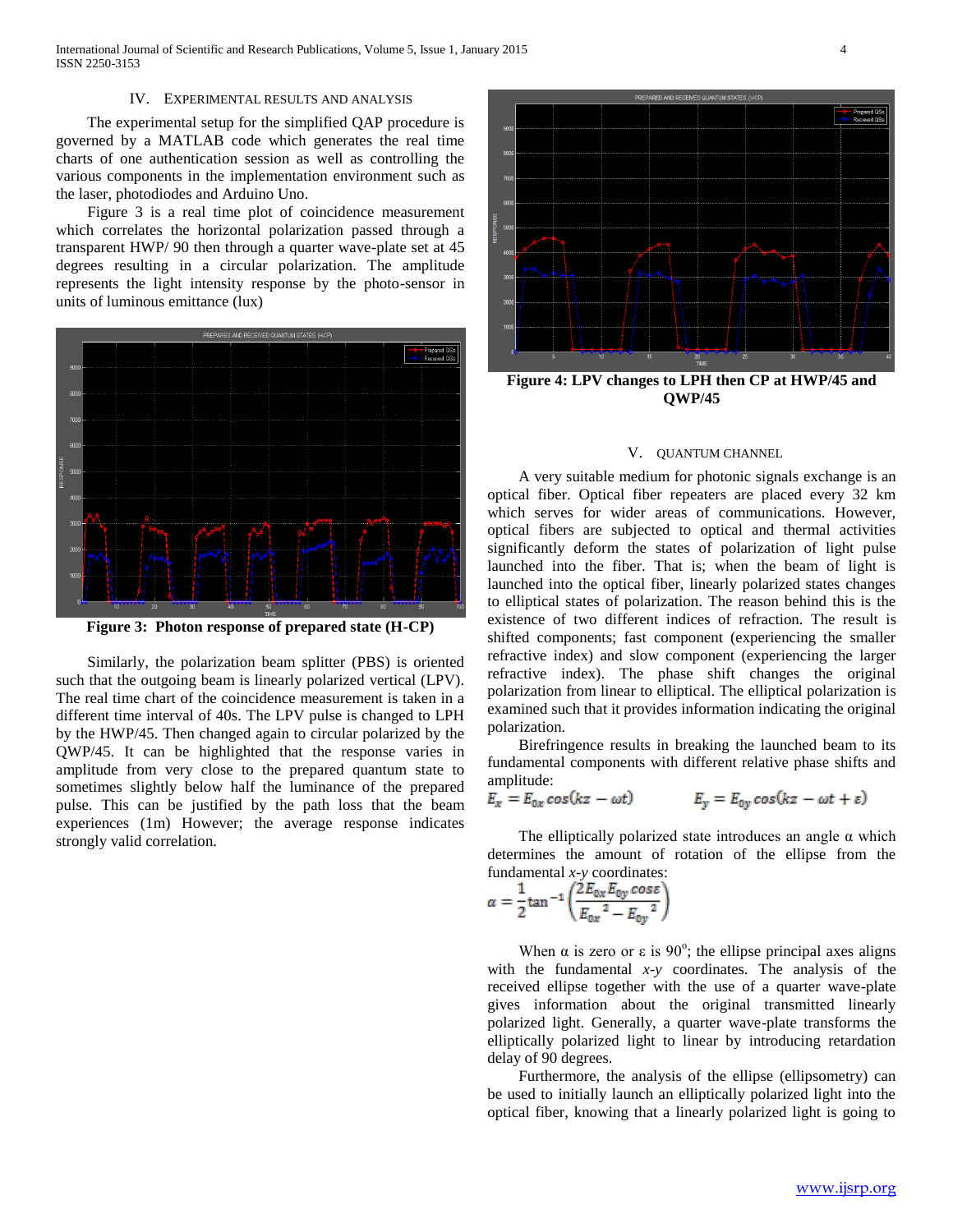## IV. Experimental Results and Analysis

The experimental setup for the simplified QAP procedure is governed by a MATLAB code which generates the real time charts of one authentication session as well as controlling the various components in the implementation environment such as the laser, photodiodes and Arduino Uno.

Figure 3 is a real time plot of coincidence measurement which correlates the horizontal polarization passed through a transparent HWP/ 90 then through a quarter wave-plate set at 45 degrees resulting in a circular polarization. The amplitude represents the light intensity response by the photo-sensor in units of luminous emittance (lux)

**Figure 3: Photon response of prepared state (H-CP)**

Similarly, the polarization beam splitter (PBS) is oriented such that the outgoing beam is linearly polarized vertical (LPV). The real time chart of the coincidence measurement is taken in a different time interval of 40s. The LPV pulse is changed to LPH by the HWP/45. Then changed again to circular polarized by the QWP/45. It can be highlighted that the response varies in amplitude from very close to the prepared quantum state to sometimes slightly below half the luminance of the prepared pulse. This can be justified by the path loss that the beam experiences (1m) However; the average response indicates strongly valid correlation.

**Figure 4: LPV changes to LPH then CP at HWP/45 and QWP/45**

## V. Quantum Channel

A very suitable medium for photonic signals exchange is an optical fiber. Optical fiber repeaters are placed every 32 km which serves for wider areas of communications. However, optical fibers are subjected to optical and thermal activities significantly deform the states of polarization of light pulse launched into the fiber. That is; when the beam of light is launched into the optical fiber, linearly polarized states changes to elliptical states of polarization. The reason behind this is the existence of two different indices of refraction. The result is shifted components; fast component (experiencing the smaller refractive index) and slow component (experiencing the larger refractive index). The phase shift changes the original polarization from linear to elliptical. The elliptical polarization is examined such that it provides information indicating the original polarization.

Birefringence results in breaking the launched beam to its fundamental components with different relative phase shifts and amplitude:

$$E_x = E_{0x}\cos(kz - \omega t) \qquad E_y = E_{0y}\cos(kz - \omega t + \varepsilon)$$

The elliptically polarized state introduces an angle α which determines the amount of rotation of the ellipse from the fundamental *x-y* coordinates:

$$\alpha = \frac{1}{2}\tan^{-1}\left(\frac{2E_{0x}E_{0y}\cos\varepsilon}{E_{0x}^{\ 2} - E_{0y}^{\ 2}}\right)$$

When α is zero or ε is 90°; the ellipse principal axes aligns with the fundamental *x-y* coordinates. The analysis of the received ellipse together with the use of a quarter wave-plate gives information about the original transmitted linearly polarized light. Generally, a quarter wave-plate transforms the elliptically polarized light to linear by introducing retardation delay of 90 degrees.

Furthermore, the analysis of the ellipse (ellipsometry) can be used to initially launch an elliptically polarized light into the optical fiber, knowing that a linearly polarized light is going to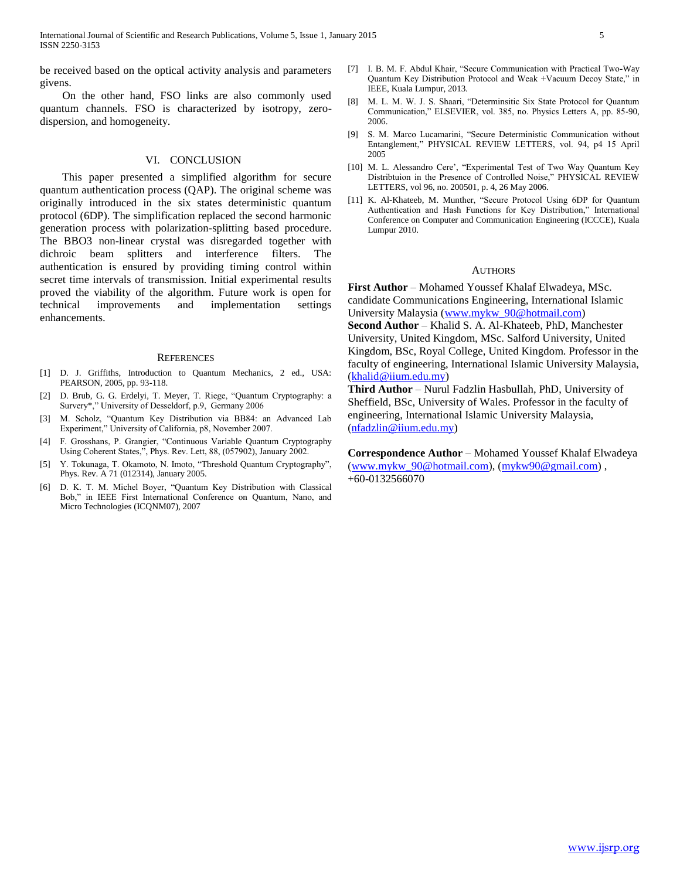be received based on the optical activity analysis and parameters givens.

On the other hand, FSO links are also commonly used quantum channels. FSO is characterized by isotropy, zero-dispersion, and homogeneity.

## VI. CONCLUSION

This paper presented a simplified algorithm for secure quantum authentication process (QAP). The original scheme was originally introduced in the six states deterministic quantum protocol (6DP). The simplification replaced the second harmonic generation process with polarization-splitting based procedure. The BBO3 non-linear crystal was disregarded together with dichroic beam splitters and interference filters. The authentication is ensured by providing timing control within secret time intervals of transmission. Initial experimental results proved the viability of the algorithm. Future work is open for technical improvements and implementation settings enhancements.

## REFERENCES

[1] D. J. Griffiths, Introduction to Quantum Mechanics, 2 ed., USA: PEARSON, 2005, pp. 93-118.

[2] D. Brub, G. G. Erdelyi, T. Meyer, T. Riege, "Quantum Cryptography: a Survery*," University of Desseldorf, p.9, Germany 2006

[3] M. Scholz, "Quantum Key Distribution via BB84: an Advanced Lab Experiment," University of California, p8, November 2007.

[4] F. Grosshans, P. Grangier, "Continuous Variable Quantum Cryptography Using Coherent States,", Phys. Rev. Lett, 88, (057902), January 2002.

[5] Y. Tokunaga, T. Okamoto, N. Imoto, "Threshold Quantum Cryptography", Phys. Rev. A 71 (012314), January 2005.

[6] D. K. T. M. Michel Boyer, "Quantum Key Distribution with Classical Bob," in IEEE First International Conference on Quantum, Nano, and Micro Technologies (ICQNM07), 2007

[7] I. B. M. F. Abdul Khair, "Secure Communication with Practical Two-Way Quantum Key Distribution Protocol and Weak +Vacuum Decoy State," in IEEE, Kuala Lumpur, 2013.

[8] M. L. M. W. J. S. Shaari, "Determinsitic Six State Protocol for Quantum Communication," ELSEVIER, vol. 385, no. Physics Letters A, pp. 85-90, 2006.

[9] S. M. Marco Lucamarini, "Secure Deterministic Communication without Entanglement," PHYSICAL REVIEW LETTERS, vol. 94, p4 15 April 2005

[10] M. L. Alessandro Cere', "Experimental Test of Two Way Quantum Key Distribtuion in the Presence of Controlled Noise," PHYSICAL REVIEW LETTERS, vol 96, no. 200501, p. 4, 26 May 2006.

[11] K. Al-Khateeb, M. Munther, "Secure Protocol Using 6DP for Quantum Authentication and Hash Functions for Key Distribution," International Conference on Computer and Communication Engineering (ICCCE), Kuala Lumpur 2010.

## AUTHORS

**First Author** – Mohamed Youssef Khalaf Elwadeya, MSc. candidate Communications Engineering, International Islamic University Malaysia (www.mykw_90@hotmail.com)

**Second Author** – Khalid S. A. Al-Khateeb, PhD, Manchester University, United Kingdom, MSc. Salford University, United Kingdom, BSc, Royal College, United Kingdom. Professor in the faculty of engineering, International Islamic University Malaysia, (khalid@iium.edu.my)

**Third Author** – Nurul Fadzlin Hasbullah, PhD, University of Sheffield, BSc, University of Wales. Professor in the faculty of engineering, International Islamic University Malaysia, (nfadzlin@iium.edu.my)

**Correspondence Author** – Mohamed Youssef Khalaf Elwadeya (www.mykw_90@hotmail.com), (mykw90@gmail.com) , +60-0132566070